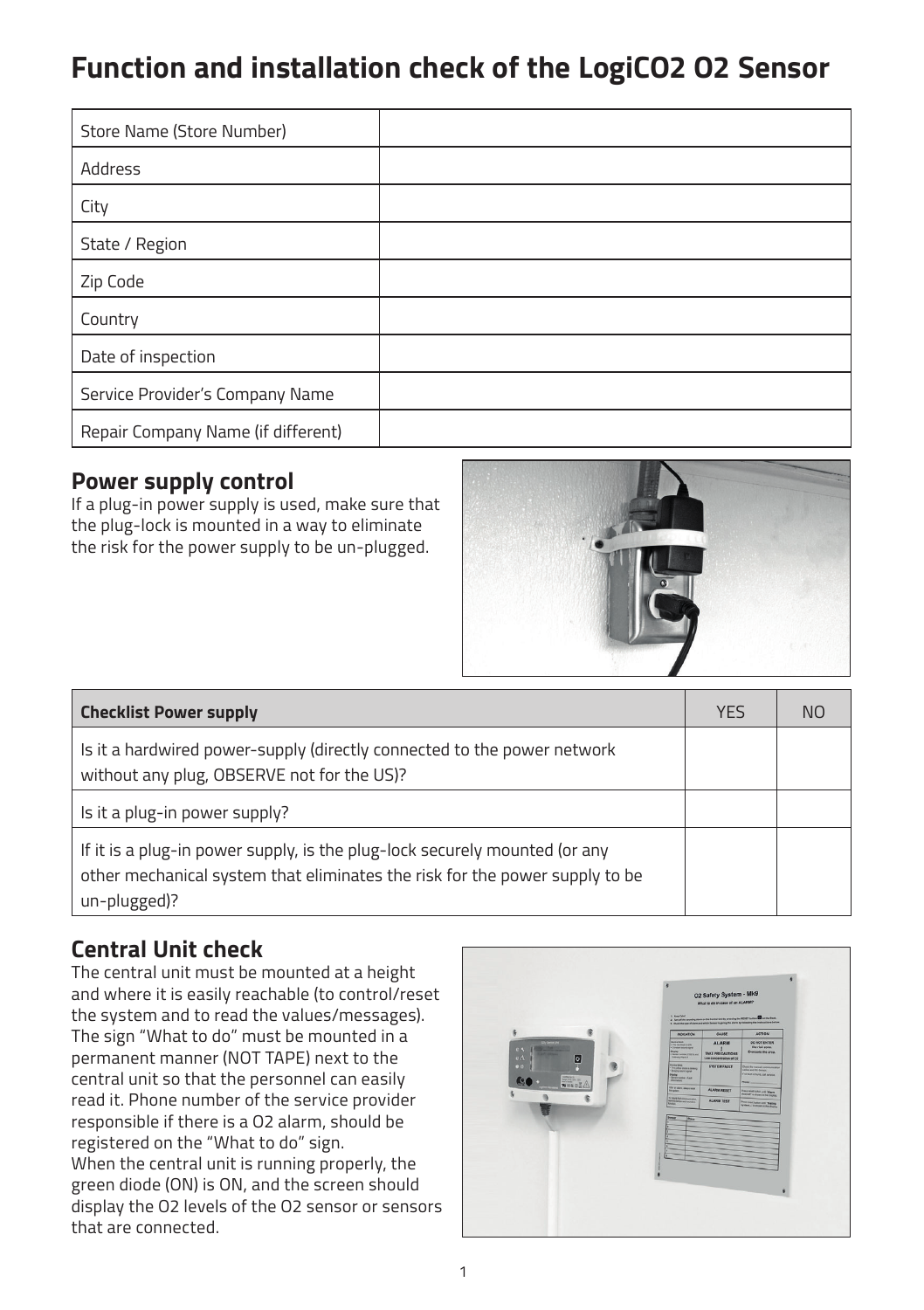# Function and installation check of the LogiCO2 O2 Sensor

| | |
|---|---|
| Store Name (Store Number) | |
| Address | |
| City | |
| State / Region | |
| Zip Code | |
| Country | |
| Date of inspection | |
| Service Provider's Company Name | |
| Repair Company Name (if different) | |

## Power supply control

If a plug-in power supply is used, make sure that the plug-lock is mounted in a way to eliminate the risk for the power supply to be un-plugged.

| **Checklist Power supply** | YES | NO |
|---|---|---|
| Is it a hardwired power-supply (directly connected to the power network without any plug, OBSERVE not for the US)? | | |
| Is it a plug-in power supply? | | |
| If it is a plug-in power supply, is the plug-lock securely mounted (or any other mechanical system that eliminates the risk for the power supply to be un-plugged)? | | |

## Central Unit check

The central unit must be mounted at a height and where it is easily reachable (to control/reset the system and to read the values/messages). The sign "What to do" must be mounted in a permanent manner (NOT TAPE) next to the central unit so that the personnel can easily read it. Phone number of the service provider responsible if there is a O2 alarm, should be registered on the "What to do" sign.

When the central unit is running properly, the green diode (ON) is ON, and the screen should display the O2 levels of the O2 sensor or sensors that are connected.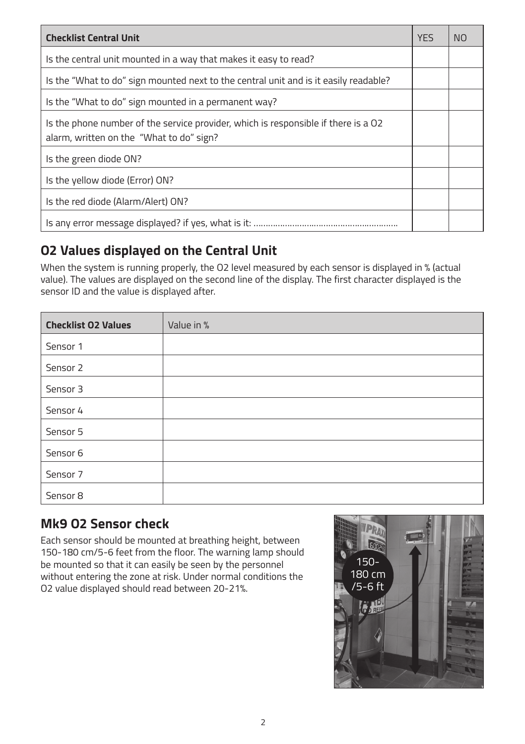| Checklist Central Unit | YES | NO |
| --- | --- | --- |
| Is the central unit mounted in a way that makes it easy to read? | | |
| Is the “What to do” sign mounted next to the central unit and is it easily readable? | | |
| Is the “What to do” sign mounted in a permanent way? | | |
| Is the phone number of the service provider, which is responsible if there is a O2 alarm, written on the “What to do” sign? | | |
| Is the green diode ON? | | |
| Is the yellow diode (Error) ON? | | |
| Is the red diode (Alarm/Alert) ON? | | |
| Is any error message displayed? if yes, what is it: ........................................................ | | |

## O2 Values displayed on the Central Unit

When the system is running properly, the O2 level measured by each sensor is displayed in % (actual value). The values are displayed on the second line of the display. The first character displayed is the sensor ID and the value is displayed after.

| Checklist O2 Values | Value in % |
| --- | --- |
| Sensor 1 | |
| Sensor 2 | |
| Sensor 3 | |
| Sensor 4 | |
| Sensor 5 | |
| Sensor 6 | |
| Sensor 7 | |
| Sensor 8 | |

## Mk9 O2 Sensor check

Each sensor should be mounted at breathing height, between 150-180 cm/5-6 feet from the floor. The warning lamp should be mounted so that it can easily be seen by the personnel without entering the zone at risk. Under normal conditions the O2 value displayed should read between 20-21%.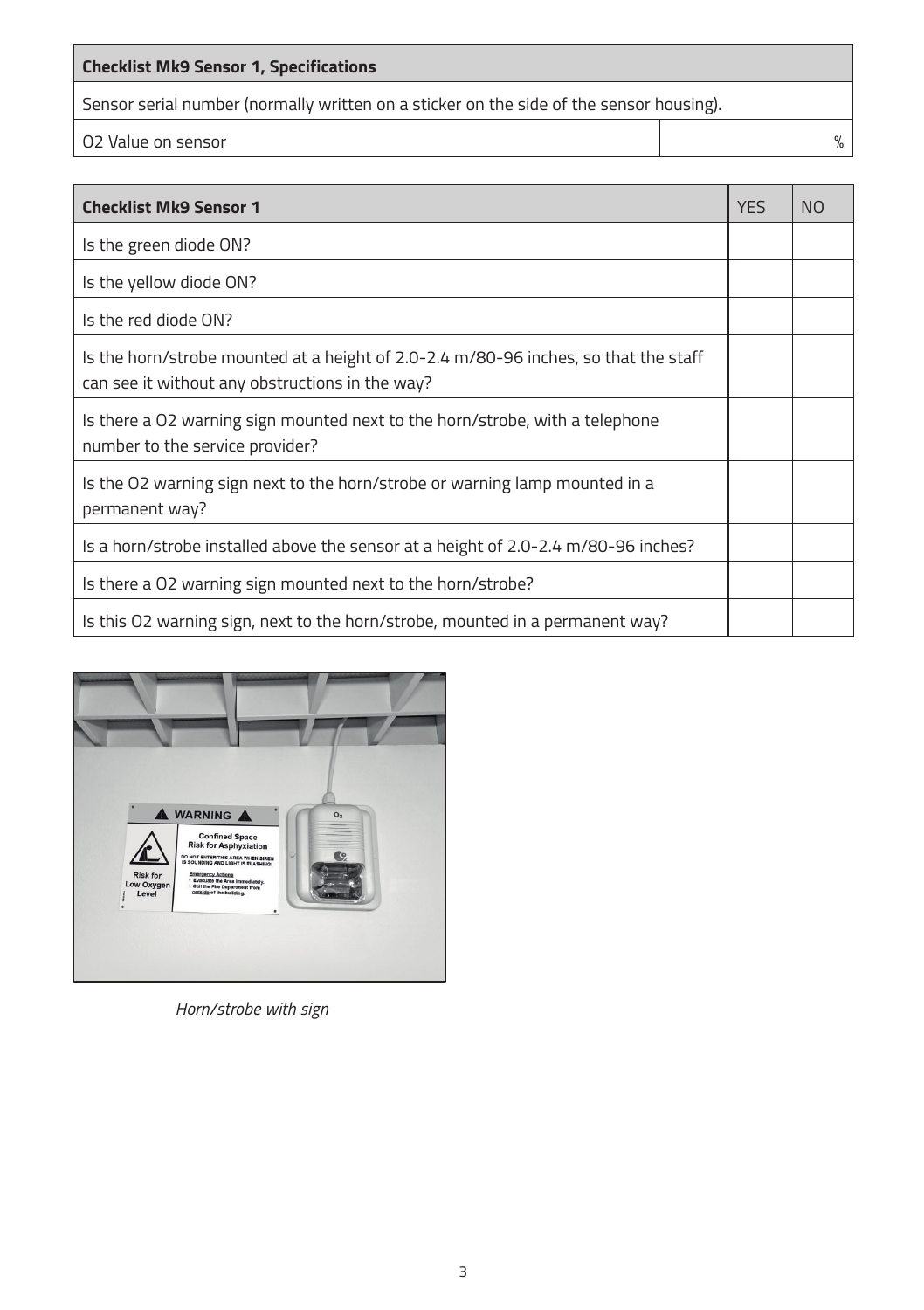| Checklist Mk9 Sensor 1, Specifications | |
|---|---|
| Sensor serial number (normally written on a sticker on the side of the sensor housing). | |
| O2 Value on sensor | % |

| Checklist Mk9 Sensor 1 | YES | NO |
|---|---|---|
| Is the green diode ON? | | |
| Is the yellow diode ON? | | |
| Is the red diode ON? | | |
| Is the horn/strobe mounted at a height of 2.0-2.4 m/80-96 inches, so that the staff can see it without any obstructions in the way? | | |
| Is there a O2 warning sign mounted next to the horn/strobe, with a telephone number to the service provider? | | |
| Is the O2 warning sign next to the horn/strobe or warning lamp mounted in a permanent way? | | |
| Is a horn/strobe installed above the sensor at a height of 2.0-2.4 m/80-96 inches? | | |
| Is there a O2 warning sign mounted next to the horn/strobe? | | |
| Is this O2 warning sign, next to the horn/strobe, mounted in a permanent way? | | |

*Horn/strobe with sign*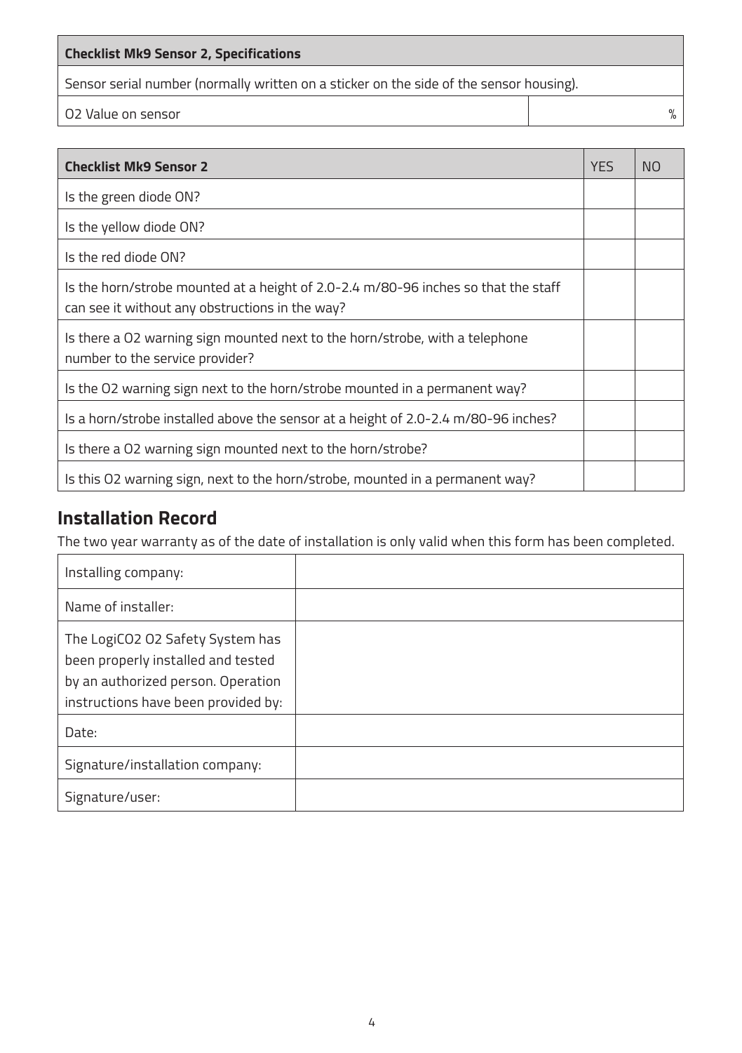| Checklist Mk9 Sensor 2, Specifications | |
|---|---|
| Sensor serial number (normally written on a sticker on the side of the sensor housing). | |
| O2 Value on sensor | % |

| Checklist Mk9 Sensor 2 | YES | NO |
|---|---|---|
| Is the green diode ON? | | |
| Is the yellow diode ON? | | |
| Is the red diode ON? | | |
| Is the horn/strobe mounted at a height of 2.0-2.4 m/80-96 inches so that the staff can see it without any obstructions in the way? | | |
| Is there a O2 warning sign mounted next to the horn/strobe, with a telephone number to the service provider? | | |
| Is the O2 warning sign next to the horn/strobe mounted in a permanent way? | | |
| Is a horn/strobe installed above the sensor at a height of 2.0-2.4 m/80-96 inches? | | |
| Is there a O2 warning sign mounted next to the horn/strobe? | | |
| Is this O2 warning sign, next to the horn/strobe, mounted in a permanent way? | | |

## Installation Record

The two year warranty as of the date of installation is only valid when this form has been completed.

| Installing company: | |
|---|---|
| Name of installer: | |
| The LogiCO2 O2 Safety System has been properly installed and tested by an authorized person. Operation instructions have been provided by: | |
| Date: | |
| Signature/installation company: | |
| Signature/user: | |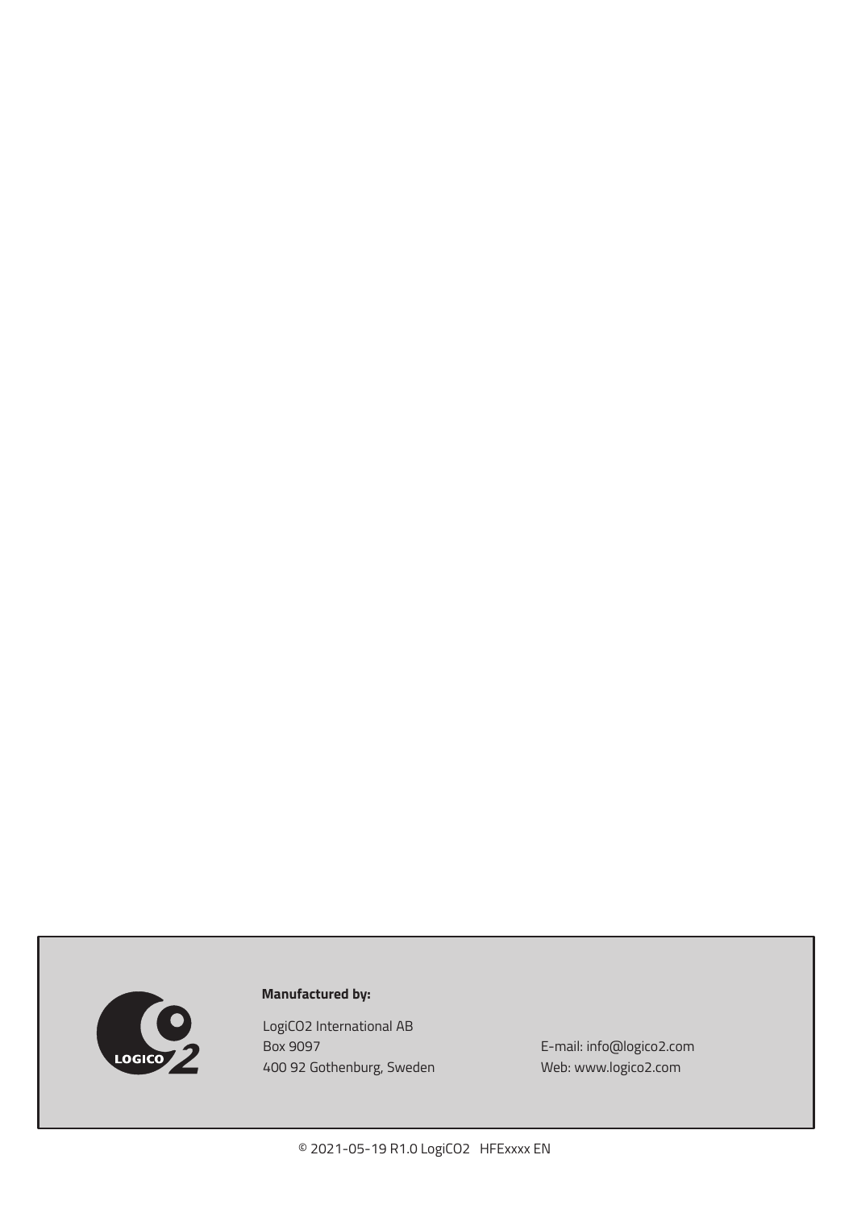**Manufactured by:**

LogiCO2 International AB
Box 9097
400 92 Gothenburg, Sweden

E-mail: info@logico2.com
Web: www.logico2.com

© 2021-05-19 R1.0 LogiCO2 HFExxxx EN